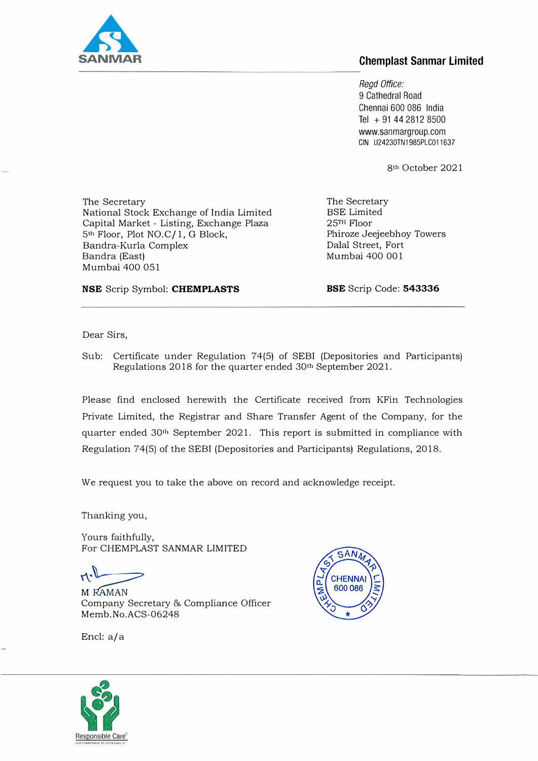SANMAR

**Chemplast Sanmar Limited**

*Regd Office:*
9 Cathedral Road
Chennai 600 086 India
Tel + 91 44 2812 8500
www.sanmargroup.com
CIN U24230TN1985PLC011637

8th October 2021

The Secretary
National Stock Exchange of India Limited
Capital Market - Listing, Exchange Plaza
5th Floor, Plot NO.C/1, G Block,
Bandra-Kurla Complex
Bandra (East)
Mumbai 400 051

**NSE** Scrip Symbol: **CHEMPLASTS**

The Secretary
BSE Limited
25TH Floor
Phiroze Jeejeebhoy Towers
Dalal Street, Fort
Mumbai 400 001

**BSE** Scrip Code: **543336**

Dear Sirs,

Sub: Certificate under Regulation 74(5) of SEBI (Depositories and Participants) Regulations 2018 for the quarter ended 30th September 2021.

Please find enclosed herewith the Certificate received from KFin Technologies Private Limited, the Registrar and Share Transfer Agent of the Company, for the quarter ended 30th September 2021. This report is submitted in compliance with Regulation 74(5) of the SEBI (Depositories and Participants) Regulations, 2018.

We request you to take the above on record and acknowledge receipt.

Thanking you,

Yours faithfully,
For CHEMPLAST SANMAR LIMITED

M RAMAN
Company Secretary & Compliance Officer
Memb.No.ACS-06248

Encl: a/a

Responsible Care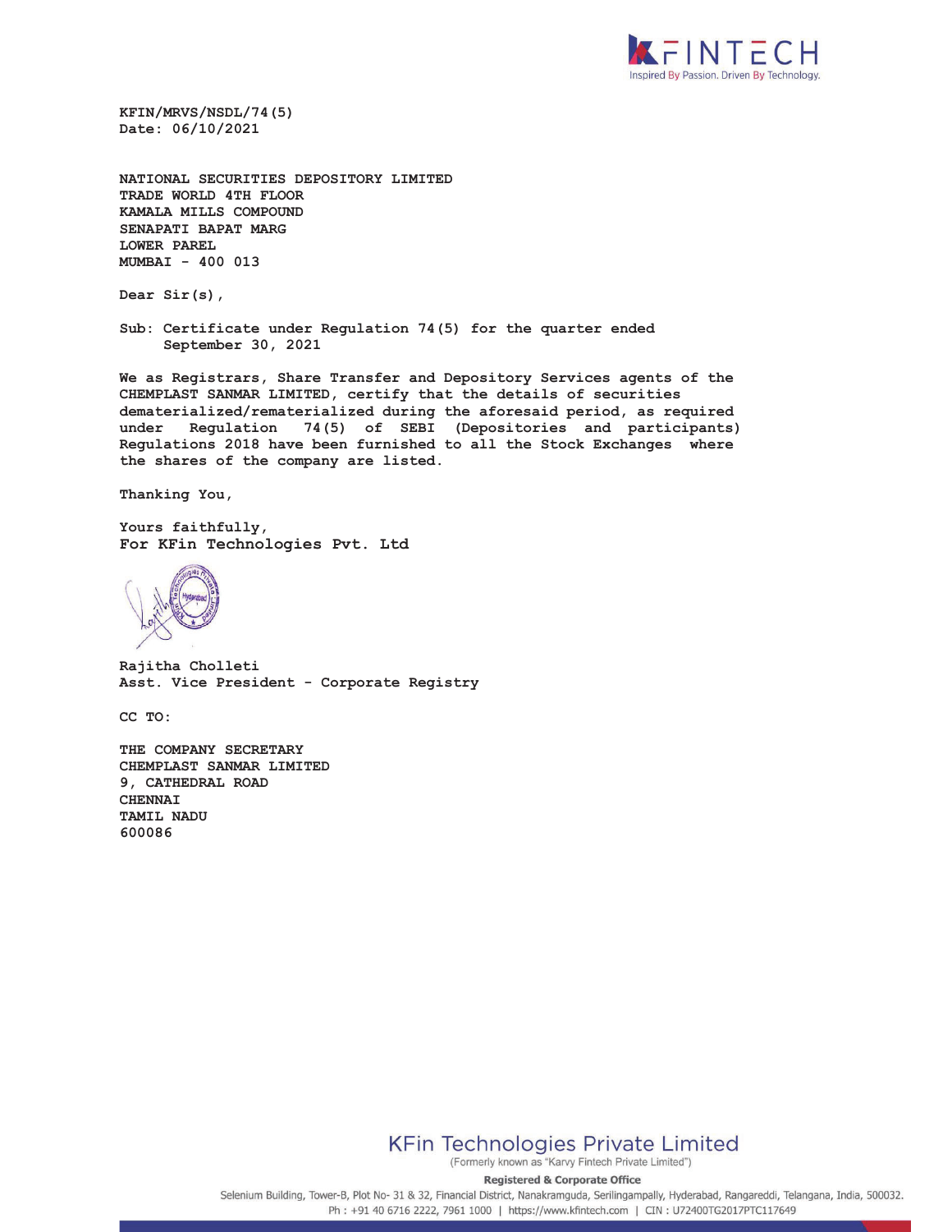KFIN/MRVS/NSDL/74(5)
Date: 06/10/2021

NATIONAL SECURITIES DEPOSITORY LIMITED
TRADE WORLD 4TH FLOOR
KAMALA MILLS COMPOUND
SENAPATI BAPAT MARG
LOWER PAREL
MUMBAI - 400 013

Dear Sir(s),

Sub: Certificate under Regulation 74(5) for the quarter ended September 30, 2021

We as Registrars, Share Transfer and Depository Services agents of the CHEMPLAST SANMAR LIMITED, certify that the details of securities dematerialized/rematerialized during the aforesaid period, as required under Regulation 74(5) of SEBI (Depositories and participants) Regulations 2018 have been furnished to all the Stock Exchanges where the shares of the company are listed.

Thanking You,

Yours faithfully,
For KFin Technologies Pvt. Ltd

Rajitha Cholleti
Asst. Vice President - Corporate Registry

CC TO:

THE COMPANY SECRETARY
CHEMPLAST SANMAR LIMITED
9, CATHEDRAL ROAD
CHENNAI
TAMIL NADU
600086

KFin Technologies Private Limited
(Formerly known as "Karvy Fintech Private Limited")

Registered & Corporate Office
Selenium Building, Tower-B, Plot No- 31 & 32, Financial District, Nanakramguda, Serilingampally, Hyderabad, Rangareddi, Telangana, India, 500032.
Ph : +91 40 6716 2222, 7961 1000 | https://www.kfintech.com | CIN : U72400TG2017PTC117649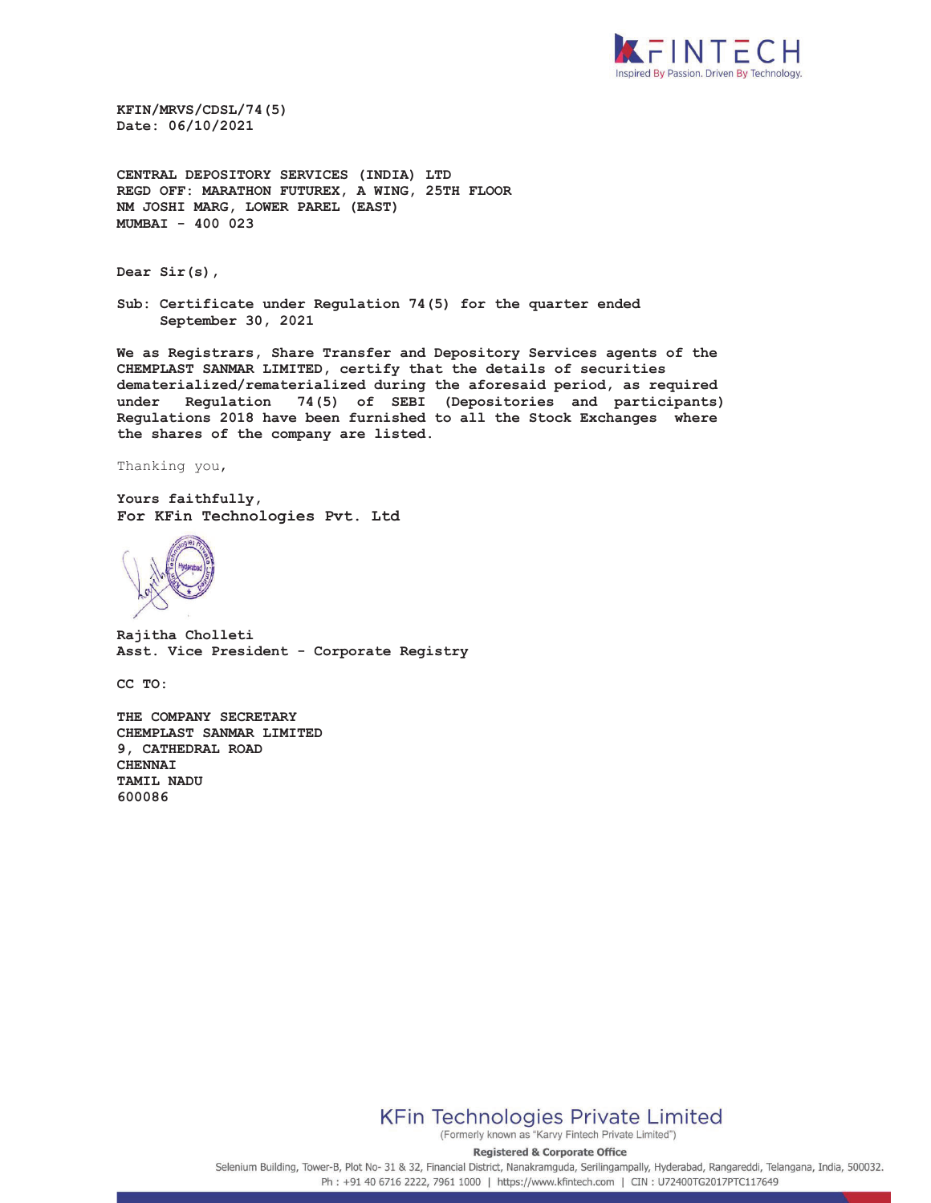KFIN/MRVS/CDSL/74(5)
Date: 06/10/2021

CENTRAL DEPOSITORY SERVICES (INDIA) LTD
REGD OFF: MARATHON FUTUREX, A WING, 25TH FLOOR
NM JOSHI MARG, LOWER PAREL (EAST)
MUMBAI - 400 023

Dear Sir(s),

Sub: Certificate under Regulation 74(5) for the quarter ended September 30, 2021

We as Registrars, Share Transfer and Depository Services agents of the CHEMPLAST SANMAR LIMITED, certify that the details of securities dematerialized/rematerialized during the aforesaid period, as required under Regulation 74(5) of SEBI (Depositories and participants) Regulations 2018 have been furnished to all the Stock Exchanges where the shares of the company are listed.

Thanking you,

Yours faithfully,
For KFin Technologies Pvt. Ltd

Rajitha Cholleti
Asst. Vice President - Corporate Registry

CC TO:

THE COMPANY SECRETARY
CHEMPLAST SANMAR LIMITED
9, CATHEDRAL ROAD
CHENNAI
TAMIL NADU
600086

KFin Technologies Private Limited
(Formerly known as "Karvy Fintech Private Limited")

Registered & Corporate Office
Selenium Building, Tower-B, Plot No- 31 & 32, Financial District, Nanakramguda, Serilingampally, Hyderabad, Rangareddi, Telangana, India, 500032.
Ph : +91 40 6716 2222, 7961 1000 | https://www.kfintech.com | CIN : U72400TG2017PTC117649